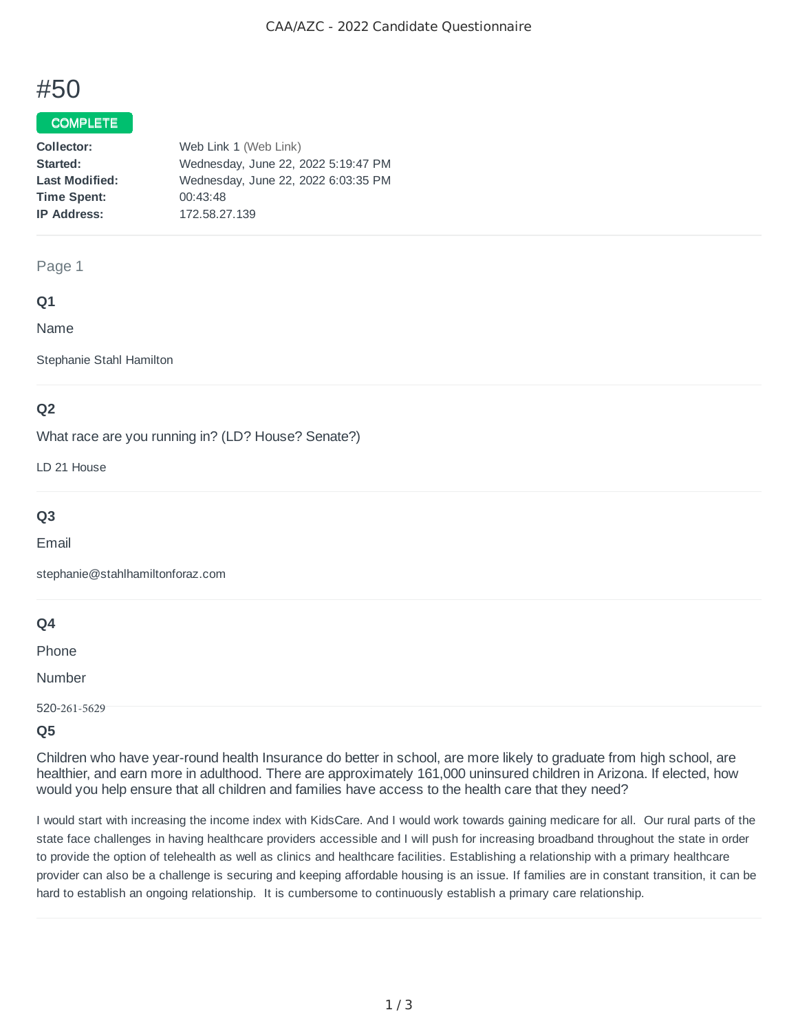# #50

COMPLETE

| | |
|---|---|
| **Collector:** | Web Link 1 (Web Link) |
| **Started:** | Wednesday, June 22, 2022 5:19:47 PM |
| **Last Modified:** | Wednesday, June 22, 2022 6:03:35 PM |
| **Time Spent:** | 00:43:48 |
| **IP Address:** | 172.58.27.139 |

Page 1

### Q1

Name

Stephanie Stahl Hamilton

### Q2

What race are you running in? (LD? House? Senate?)

LD 21 House

### Q3

Email

stephanie@stahlhamiltonforaz.com

### Q4

Phone

Number

520-261-5629

### Q5

Children who have year-round health Insurance do better in school, are more likely to graduate from high school, are healthier, and earn more in adulthood. There are approximately 161,000 uninsured children in Arizona. If elected, how would you help ensure that all children and families have access to the health care that they need?

I would start with increasing the income index with KidsCare. And I would work towards gaining medicare for all. Our rural parts of the state face challenges in having healthcare providers accessible and I will push for increasing broadband throughout the state in order to provide the option of telehealth as well as clinics and healthcare facilities. Establishing a relationship with a primary healthcare provider can also be a challenge is securing and keeping affordable housing is an issue. If families are in constant transition, it can be hard to establish an ongoing relationship. It is cumbersome to continuously establish a primary care relationship.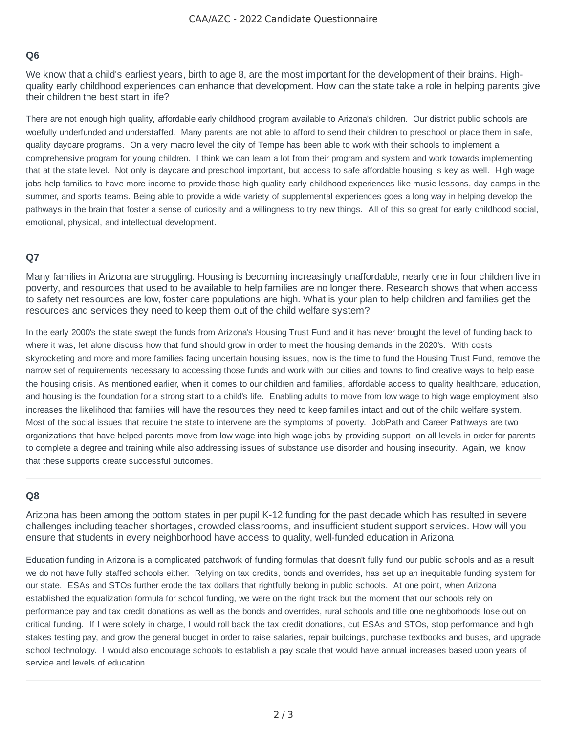### Q6

We know that a child's earliest years, birth to age 8, are the most important for the development of their brains. High-quality early childhood experiences can enhance that development. How can the state take a role in helping parents give their children the best start in life?

There are not enough high quality, affordable early childhood program available to Arizona's children. Our district public schools are woefully underfunded and understaffed. Many parents are not able to afford to send their children to preschool or place them in safe, quality daycare programs. On a very macro level the city of Tempe has been able to work with their schools to implement a comprehensive program for young children. I think we can learn a lot from their program and system and work towards implementing that at the state level. Not only is daycare and preschool important, but access to safe affordable housing is key as well. High wage jobs help families to have more income to provide those high quality early childhood experiences like music lessons, day camps in the summer, and sports teams. Being able to provide a wide variety of supplemental experiences goes a long way in helping develop the pathways in the brain that foster a sense of curiosity and a willingness to try new things. All of this so great for early childhood social, emotional, physical, and intellectual development.

---

### Q7

Many families in Arizona are struggling. Housing is becoming increasingly unaffordable, nearly one in four children live in poverty, and resources that used to be available to help families are no longer there. Research shows that when access to safety net resources are low, foster care populations are high. What is your plan to help children and families get the resources and services they need to keep them out of the child welfare system?

In the early 2000's the state swept the funds from Arizona's Housing Trust Fund and it has never brought the level of funding back to where it was, let alone discuss how that fund should grow in order to meet the housing demands in the 2020's. With costs skyrocketing and more and more families facing uncertain housing issues, now is the time to fund the Housing Trust Fund, remove the narrow set of requirements necessary to accessing those funds and work with our cities and towns to find creative ways to help ease the housing crisis. As mentioned earlier, when it comes to our children and families, affordable access to quality healthcare, education, and housing is the foundation for a strong start to a child's life. Enabling adults to move from low wage to high wage employment also increases the likelihood that families will have the resources they need to keep families intact and out of the child welfare system. Most of the social issues that require the state to intervene are the symptoms of poverty. JobPath and Career Pathways are two organizations that have helped parents move from low wage into high wage jobs by providing support on all levels in order for parents to complete a degree and training while also addressing issues of substance use disorder and housing insecurity. Again, we know that these supports create successful outcomes.

---

### Q8

Arizona has been among the bottom states in per pupil K-12 funding for the past decade which has resulted in severe challenges including teacher shortages, crowded classrooms, and insufficient student support services. How will you ensure that students in every neighborhood have access to quality, well-funded education in Arizona

Education funding in Arizona is a complicated patchwork of funding formulas that doesn't fully fund our public schools and as a result we do not have fully staffed schools either. Relying on tax credits, bonds and overrides, has set up an inequitable funding system for our state. ESAs and STOs further erode the tax dollars that rightfully belong in public schools. At one point, when Arizona established the equalization formula for school funding, we were on the right track but the moment that our schools rely on performance pay and tax credit donations as well as the bonds and overrides, rural schools and title one neighborhoods lose out on critical funding. If I were solely in charge, I would roll back the tax credit donations, cut ESAs and STOs, stop performance and high stakes testing pay, and grow the general budget in order to raise salaries, repair buildings, purchase textbooks and buses, and upgrade school technology. I would also encourage schools to establish a pay scale that would have annual increases based upon years of service and levels of education.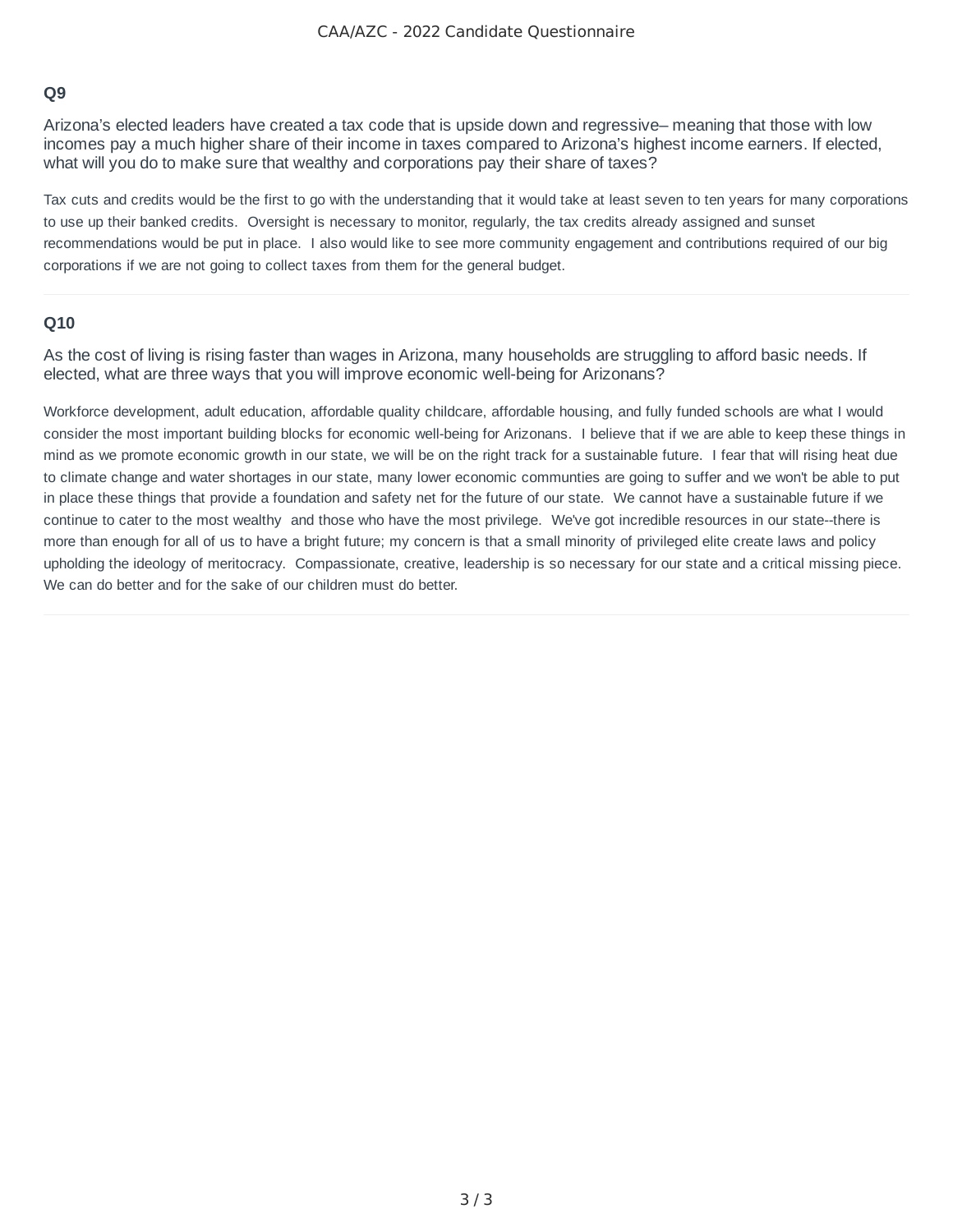### Q9

Arizona's elected leaders have created a tax code that is upside down and regressive– meaning that those with low incomes pay a much higher share of their income in taxes compared to Arizona's highest income earners. If elected, what will you do to make sure that wealthy and corporations pay their share of taxes?

Tax cuts and credits would be the first to go with the understanding that it would take at least seven to ten years for many corporations to use up their banked credits. Oversight is necessary to monitor, regularly, the tax credits already assigned and sunset recommendations would be put in place. I also would like to see more community engagement and contributions required of our big corporations if we are not going to collect taxes from them for the general budget.

### Q10

As the cost of living is rising faster than wages in Arizona, many households are struggling to afford basic needs. If elected, what are three ways that you will improve economic well-being for Arizonans?

Workforce development, adult education, affordable quality childcare, affordable housing, and fully funded schools are what I would consider the most important building blocks for economic well-being for Arizonans. I believe that if we are able to keep these things in mind as we promote economic growth in our state, we will be on the right track for a sustainable future. I fear that will rising heat due to climate change and water shortages in our state, many lower economic communties are going to suffer and we won't be able to put in place these things that provide a foundation and safety net for the future of our state. We cannot have a sustainable future if we continue to cater to the most wealthy and those who have the most privilege. We've got incredible resources in our state--there is more than enough for all of us to have a bright future; my concern is that a small minority of privileged elite create laws and policy upholding the ideology of meritocracy. Compassionate, creative, leadership is so necessary for our state and a critical missing piece. We can do better and for the sake of our children must do better.